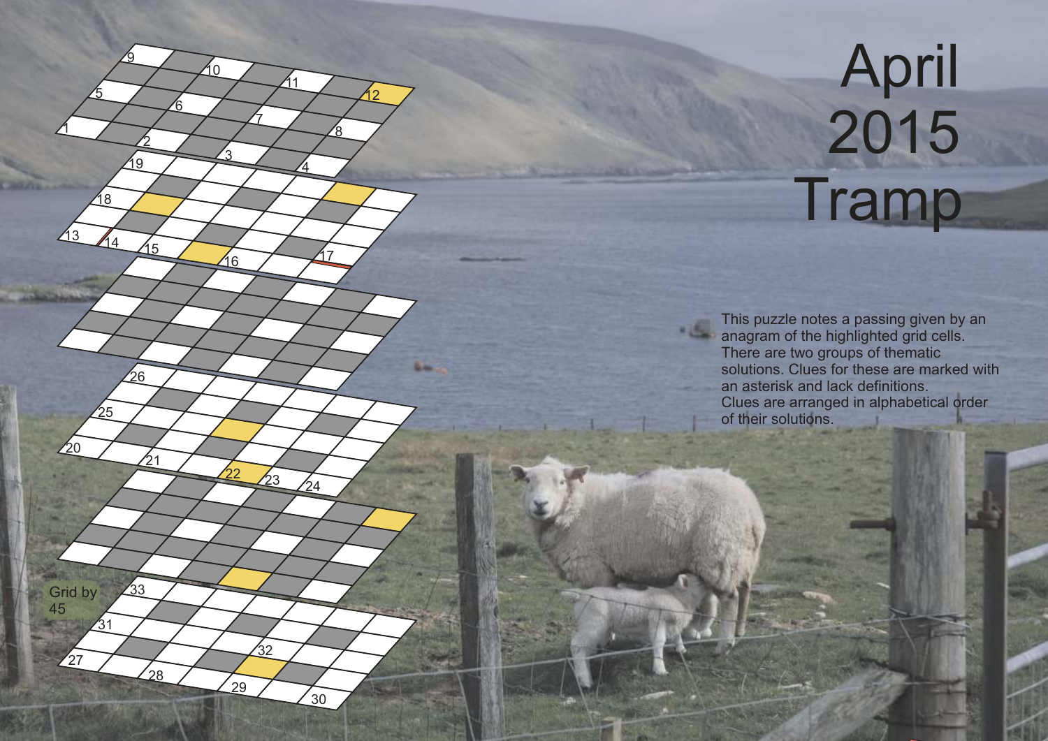# April 2015 Tramp

This puzzle notes a passing given by an anagram of the highlighted grid cells. There are two groups of thematic solutions. Clues for these are marked with an asterisk and lack definitions.
Clues are arranged in alphabetical order of their solutions.

Grid by 45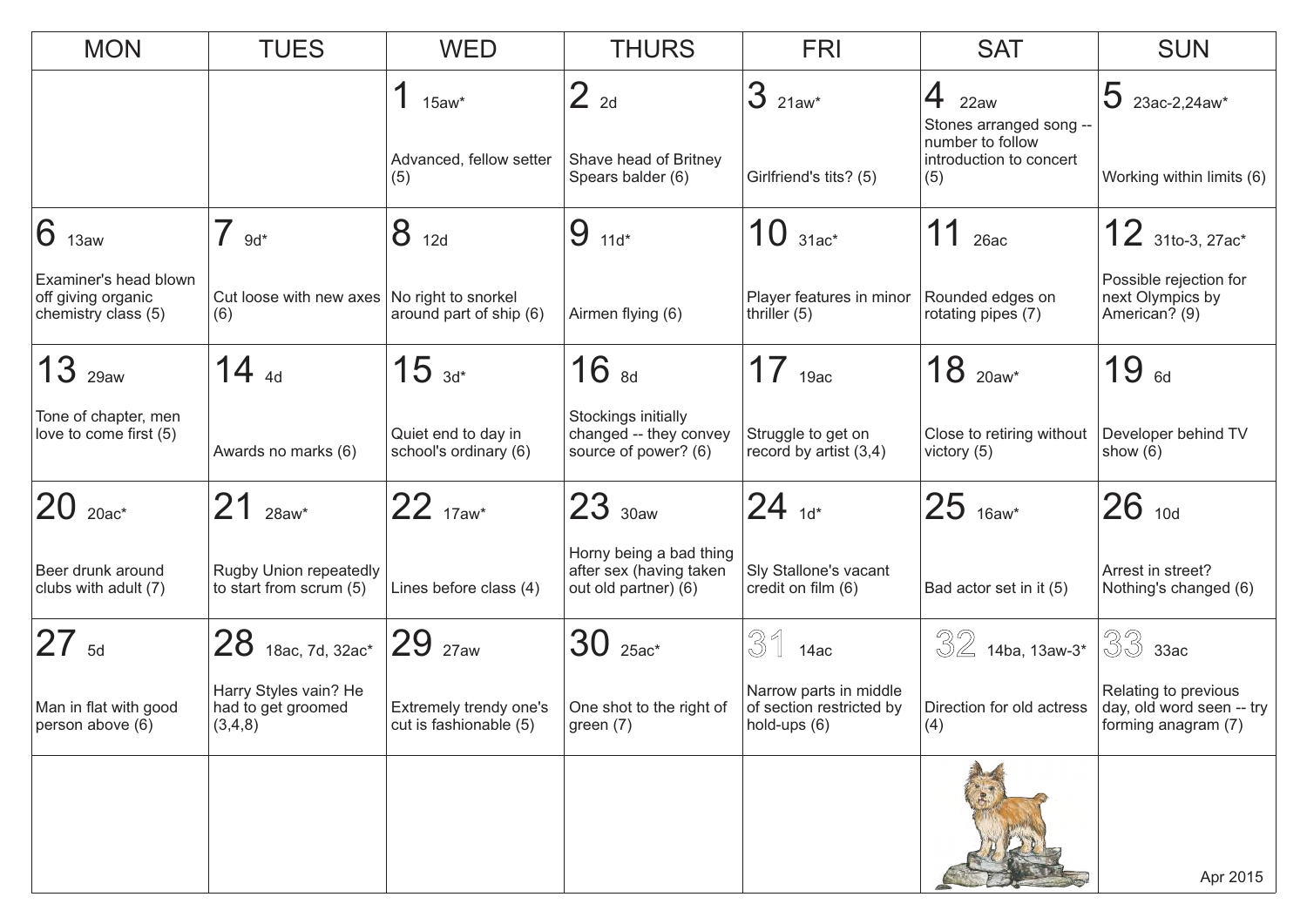| MON | TUES | WED | THURS | FRI | SAT | SUN |
|---|---|---|---|---|---|---|
| | | 1 15aw* Advanced, fellow setter (5) | 2 2d Shave head of Britney Spears balder (6) | 3 21aw* Girlfriend's tits? (5) | 4 22aw Stones arranged song -- number to follow introduction to concert (5) | 5 23ac-2,24aw* Working within limits (6) |
| 6 13aw Examiner's head blown off giving organic chemistry class (5) | 7 9d* Cut loose with new axes (6) | 8 12d No right to snorkel around part of ship (6) | 9 11d* Airmen flying (6) | 10 31ac* Player features in minor thriller (5) | 11 26ac Rounded edges on rotating pipes (7) | 12 31to-3, 27ac* Possible rejection for next Olympics by American? (9) |
| 13 29aw Tone of chapter, men love to come first (5) | 14 4d Awards no marks (6) | 15 3d* Quiet end to day in school's ordinary (6) | 16 8d Stockings initially changed -- they convey source of power? (6) | 17 19ac Struggle to get on record by artist (3,4) | 18 20aw* Close to retiring without victory (5) | 19 6d Developer behind TV show (6) |
| 20 20ac* Beer drunk around clubs with adult (7) | 21 28aw* Rugby Union repeatedly to start from scrum (5) | 22 17aw* Lines before class (4) | 23 30aw Horny being a bad thing after sex (having taken out old partner) (6) | 24 1d* Sly Stallone's vacant credit on film (6) | 25 16aw* Bad actor set in it (5) | 26 10d Arrest in street? Nothing's changed (6) |
| 27 5d Man in flat with good person above (6) | 28 18ac, 7d, 32ac* Harry Styles vain? He had to get groomed (3,4,8) | 29 27aw Extremely trendy one's cut is fashionable (5) | 30 25ac* One shot to the right of green (7) | 31 14ac Narrow parts in middle of section restricted by hold-ups (6) | 32 14ba, 13aw-3* Direction for old actress (4) | 33 33ac Relating to previous day, old word seen -- try forming anagram (7) |
| | | | | | | Apr 2015 |